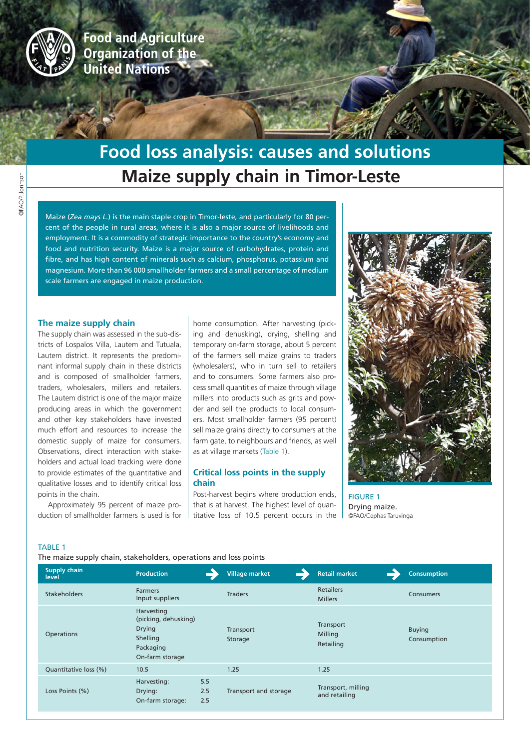Food and Agriculture Organization of the United Nations

# Food loss analysis: causes and solutions

## Maize supply chain in Timor-Leste

Maize (*Zea mays L.*) is the main staple crop in Timor-leste, and particularly for 80 percent of the people in rural areas, where it is also a major source of livelihoods and employment. It is a commodity of strategic importance to the country's economy and food and nutrition security. Maize is a major source of carbohydrates, protein and fibre, and has high content of minerals such as calcium, phosphorus, potassium and magnesium. More than 96 000 smallholder farmers and a small percentage of medium scale farmers are engaged in maize production.

### The maize supply chain

The supply chain was assessed in the sub-districts of Lospalos Villa, Lautem and Tutuala, Lautem district. It represents the predominant informal supply chain in these districts and is composed of smallholder farmers, traders, wholesalers, millers and retailers. The Lautem district is one of the major maize producing areas in which the government and other key stakeholders have invested much effort and resources to increase the domestic supply of maize for consumers. Observations, direct interaction with stakeholders and actual load tracking were done to provide estimates of the quantitative and qualitative losses and to identify critical loss points in the chain.

Approximately 95 percent of maize production of smallholder farmers is used is for home consumption. After harvesting (picking and dehusking), drying, shelling and temporary on-farm storage, about 5 percent of the farmers sell maize grains to traders (wholesalers), who in turn sell to retailers and to consumers. Some farmers also process small quantities of maize through village millers into products such as grits and powder and sell the products to local consumers. Most smallholder farmers (95 percent) sell maize grains directly to consumers at the farm gate, to neighbours and friends, as well as at village markets (Table 1).

### Critical loss points in the supply chain

Post-harvest begins where production ends, that is at harvest. The highest level of quantitative loss of 10.5 percent occurs in the

FIGURE 1
Drying maize.
©FAO/Cephas Taruvinga

TABLE 1
The maize supply chain, stakeholders, operations and loss points

| Supply chain level | Production | Village market | Retail market | Consumption |
|---|---|---|---|---|
| Stakeholders | Farmers<br>Input suppliers | Traders | Retailers<br>Millers | Consumers |
| Operations | Harvesting (picking, dehusking)<br>Drying<br>Shelling<br>Packaging<br>On-farm storage | Transport<br>Storage | Transport<br>Milling<br>Retailing | Buying<br>Consumption |
| Quantitative loss (%) | 10.5 | 1.25 | 1.25 | |
| Loss Points (%) | Harvesting: 5.5<br>Drying: 2.5<br>On-farm storage: 2.5 | Transport and storage | Transport, milling and retailing | |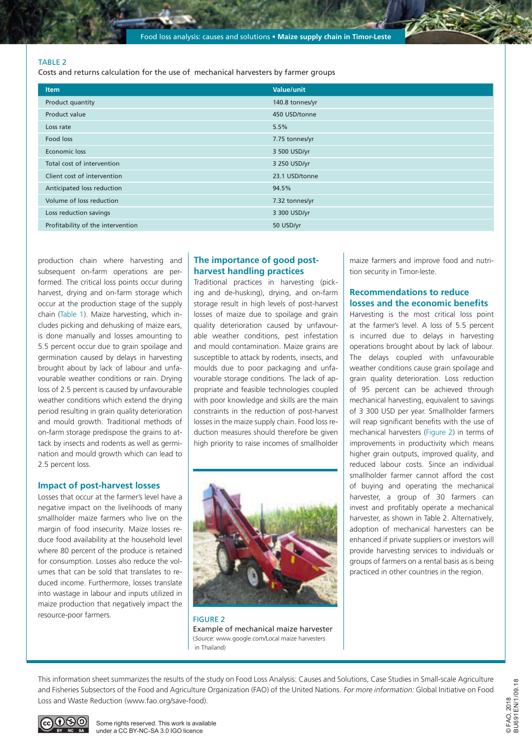TABLE 2

Costs and returns calculation for the use of mechanical harvesters by farmer groups

| Item | Value/unit |
|---|---|
| Product quantity | 140.8 tonnes/yr |
| Product value | 450 USD/tonne |
| Loss rate | 5.5% |
| Food loss | 7.75 tonnes/yr |
| Economic loss | 3 500 USD/yr |
| Total cost of intervention | 3 250 USD/yr |
| Client cost of intervention | 23.1 USD/tonne |
| Anticipated loss reduction | 94.5% |
| Volume of loss reduction | 7.32 tonnes/yr |
| Loss reduction savings | 3 300 USD/yr |
| Profitability of the intervention | 50 USD/yr |

production chain where harvesting and subsequent on-farm operations are performed. The critical loss points occur during harvest, drying and on-farm storage which occur at the production stage of the supply chain (Table 1). Maize harvesting, which includes picking and dehusking of maize ears, is done manually and losses amounting to 5.5 percent occur due to grain spoilage and germination caused by delays in harvesting brought about by lack of labour and unfavourable weather conditions or rain. Drying loss of 2.5 percent is caused by unfavourable weather conditions which extend the drying period resulting in grain quality deterioration and mould growth. Traditional methods of on-farm storage predispose the grains to attack by insects and rodents as well as germination and mould growth which can lead to 2.5 percent loss.

## Impact of post-harvest losses

Losses that occur at the farmer's level have a negative impact on the livelihoods of many smallholder maize farmers who live on the margin of food insecurity. Maize losses reduce food availability at the household level where 80 percent of the produce is retained for consumption. Losses also reduce the volumes that can be sold that translates to reduced income. Furthermore, losses translate into wastage in labour and inputs utilized in maize production that negatively impact the resource-poor farmers.

## The importance of good post-harvest handling practices

Traditional practices in harvesting (picking and de-husking), drying, and on-farm storage result in high levels of post-harvest losses of maize due to spoilage and grain quality deterioration caused by unfavourable weather conditions, pest infestation and mould contamination. Maize grains are susceptible to attack by rodents, insects, and moulds due to poor packaging and unfavourable storage conditions. The lack of appropriate and feasible technologies coupled with poor knowledge and skills are the main constraints in the reduction of post-harvest losses in the maize supply chain. Food loss reduction measures should therefore be given high priority to raise incomes of smallholder maize farmers and improve food and nutrition security in Timor-leste.

FIGURE 2

Example of mechanical maize harvester

(*Source:* www.google.com/Local maize harvesters in Thailand)

## Recommendations to reduce losses and the economic benefits

Harvesting is the most critical loss point at the farmer's level. A loss of 5.5 percent is incurred due to delays in harvesting operations brought about by lack of labour. The delays coupled with unfavourable weather conditions cause grain spoilage and grain quality deterioration. Loss reduction of 95 percent can be achieved through mechanical harvesting, equivalent to savings of 3 300 USD per year. Smallholder farmers will reap significant benefits with the use of mechanical harvesters (Figure 2) in terms of improvements in productivity which means higher grain outputs, improved quality, and reduced labour costs. Since an individual smallholder farmer cannot afford the cost of buying and operating the mechanical harvester, a group of 30 farmers can invest and profitably operate a mechanical harvester, as shown in Table 2. Alternatively, adoption of mechanical harvesters can be enhanced if private suppliers or investors will provide harvesting services to individuals or groups of farmers on a rental basis as is being practiced in other countries in the region.

This information sheet summarizes the results of the study on Food Loss Analysis: Causes and Solutions, Case Studies in Small-scale Agriculture and Fisheries Subsectors of the Food and Agriculture Organization (FAO) of the United Nations. *For more information:* Global Initiative on Food Loss and Waste Reduction (www.fao.org/save-food).

Some rights reserved. This work is available under a CC BY-NC-SA 3.0 IGO licence

© FAO, 2018
BU691EN/1/09.18